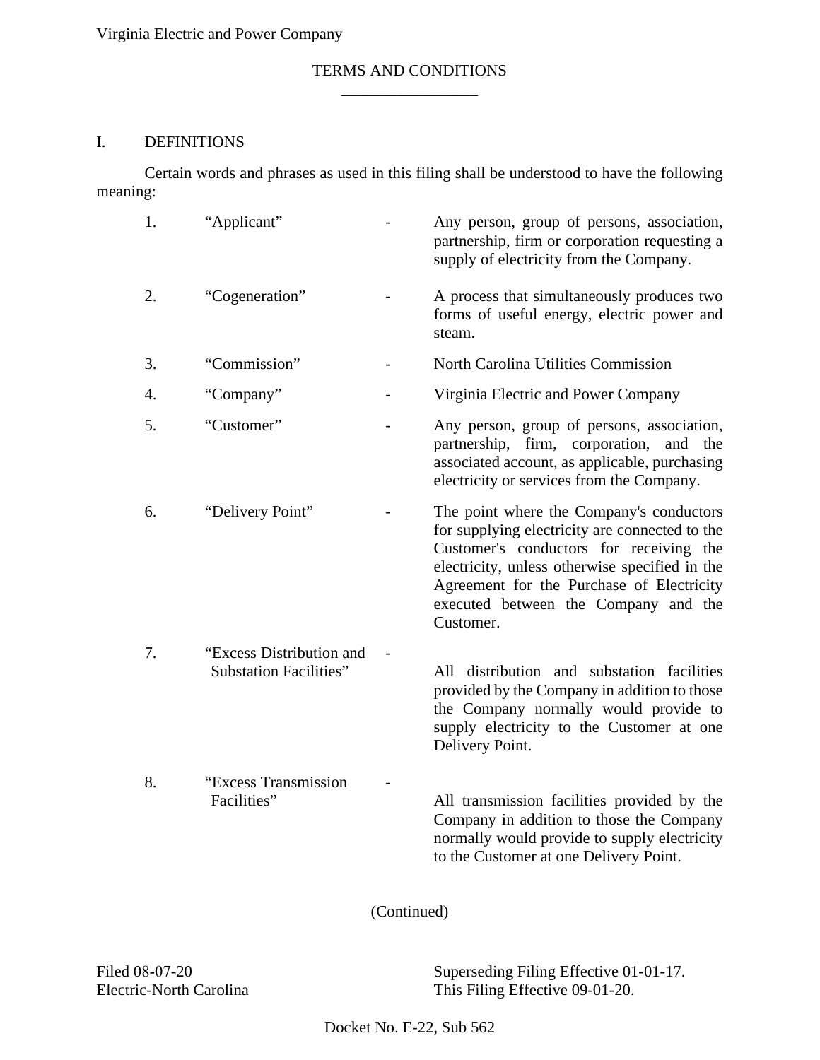Virginia Electric and Power Company

# TERMS AND CONDITIONS

## I. DEFINITIONS

Certain words and phrases as used in this filing shall be understood to have the following meaning:

| | | | |
|---|---|---|---|
| 1. | "Applicant" | - | Any person, group of persons, association, partnership, firm or corporation requesting a supply of electricity from the Company. |
| 2. | "Cogeneration" | - | A process that simultaneously produces two forms of useful energy, electric power and steam. |
| 3. | "Commission" | - | North Carolina Utilities Commission |
| 4. | "Company" | - | Virginia Electric and Power Company |
| 5. | "Customer" | - | Any person, group of persons, association, partnership, firm, corporation, and the associated account, as applicable, purchasing electricity or services from the Company. |
| 6. | "Delivery Point" | - | The point where the Company's conductors for supplying electricity are connected to the Customer's conductors for receiving the electricity, unless otherwise specified in the Agreement for the Purchase of Electricity executed between the Company and the Customer. |
| 7. | "Excess Distribution and Substation Facilities" | - | All distribution and substation facilities provided by the Company in addition to those the Company normally would provide to supply electricity to the Customer at one Delivery Point. |
| 8. | "Excess Transmission Facilities" | - | All transmission facilities provided by the Company in addition to those the Company normally would provide to supply electricity to the Customer at one Delivery Point. |

(Continued)

Filed 08-07-20
Electric-North Carolina

Superseding Filing Effective 01-01-17.
This Filing Effective 09-01-20.

Docket No. E-22, Sub 562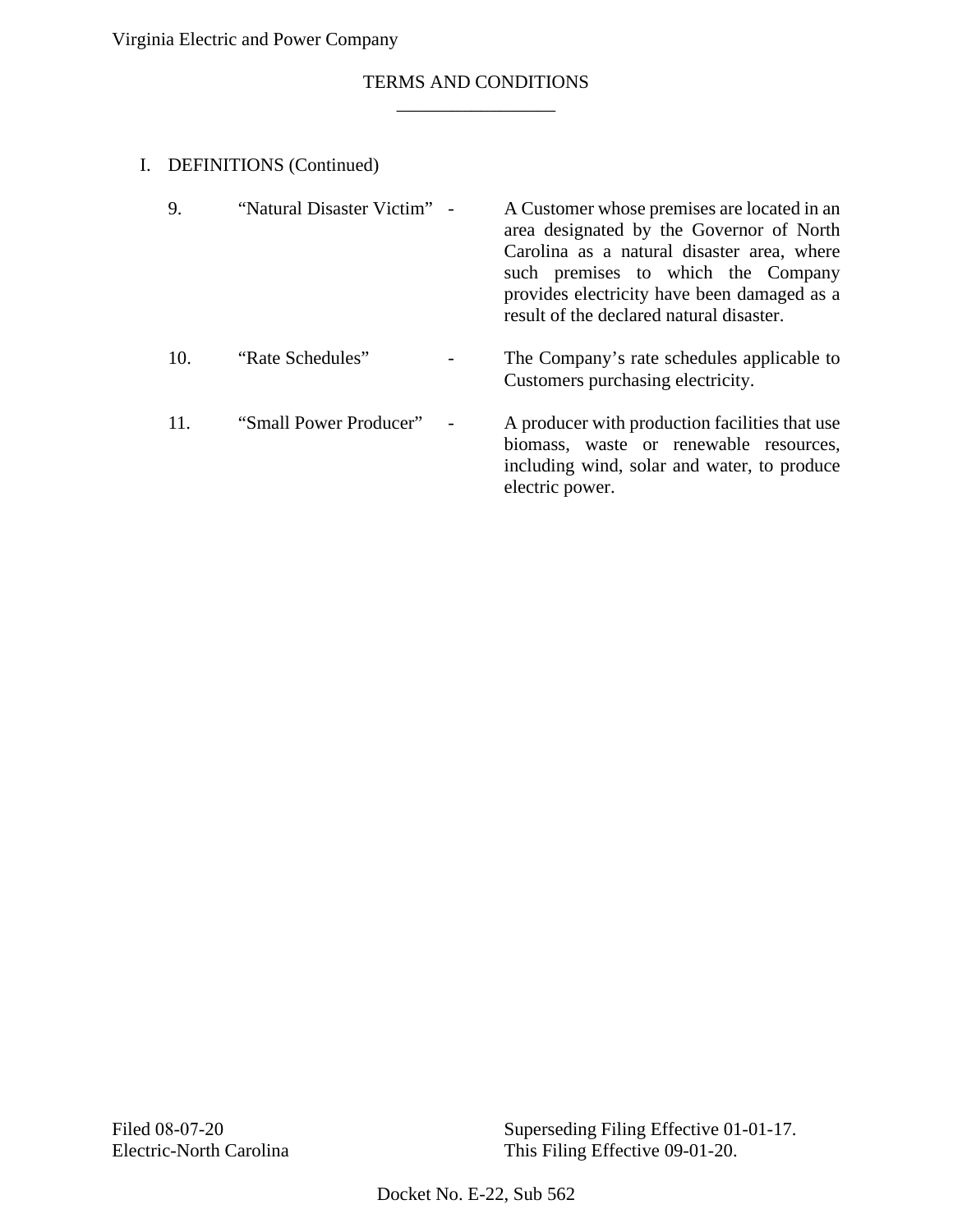# TERMS AND CONDITIONS

## I. DEFINITIONS (Continued)

| | | | |
|---|---|---|---|
| 9. | "Natural Disaster Victim" | - | A Customer whose premises are located in an area designated by the Governor of North Carolina as a natural disaster area, where such premises to which the Company provides electricity have been damaged as a result of the declared natural disaster. |
| 10. | "Rate Schedules" | - | The Company's rate schedules applicable to Customers purchasing electricity. |
| 11. | "Small Power Producer" | - | A producer with production facilities that use biomass, waste or renewable resources, including wind, solar and water, to produce electric power. |

Filed 08-07-20
Electric-North Carolina

Superseding Filing Effective 01-01-17.
This Filing Effective 09-01-20.

Docket No. E-22, Sub 562